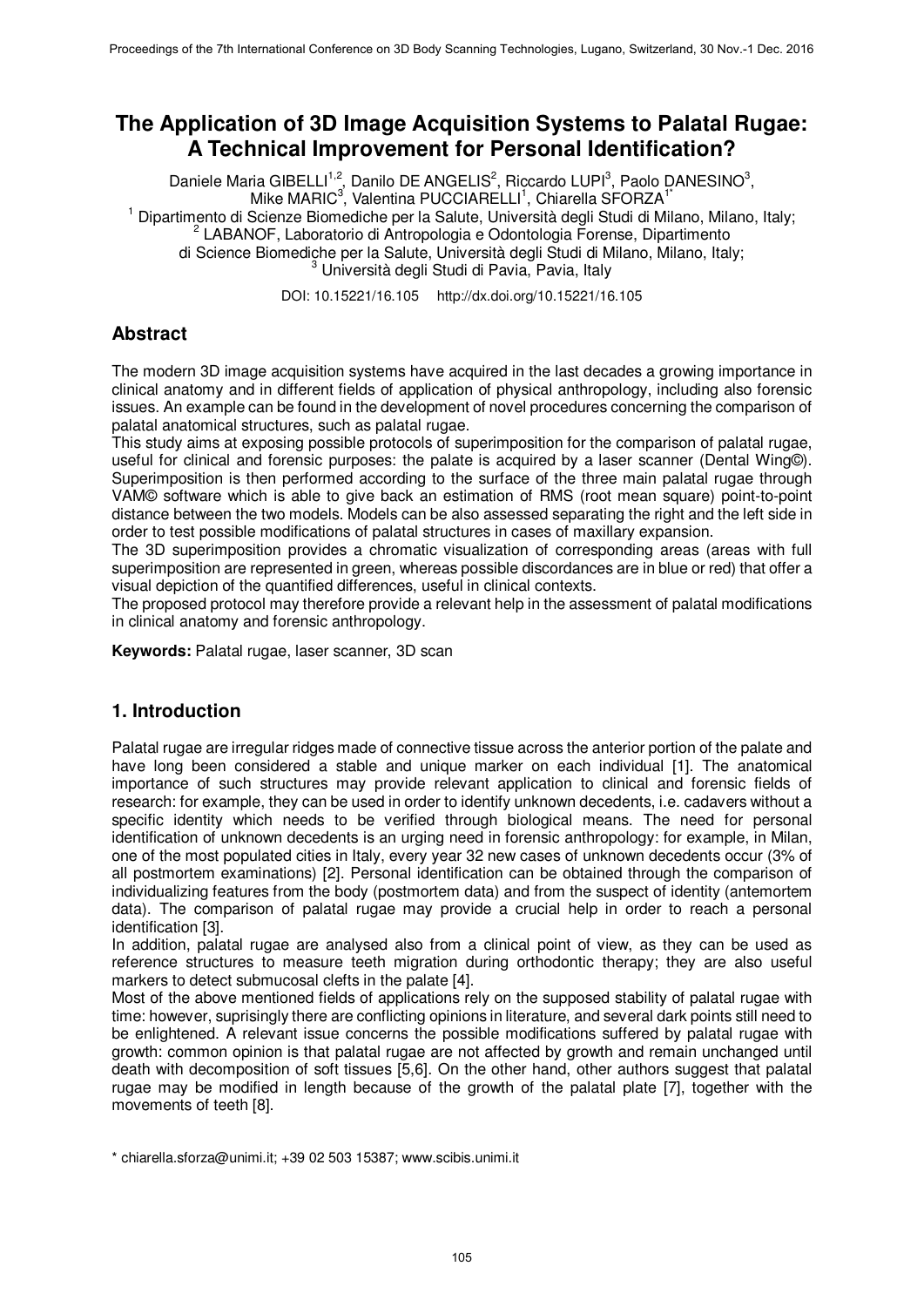# The Application of 3D Image Acquisition Systems to Palatal Rugae: A Technical Improvement for Personal Identification?

Daniele Maria GIBELLI[1,2], Danilo DE ANGELIS[2], Riccardo LUPI[3], Paolo DANESINO[3], Mike MARIC[3], Valentina PUCCIARELLI[1], Chiarella SFORZA[1*]

[1] Dipartimento di Scienze Biomediche per la Salute, Università degli Studi di Milano, Milano, Italy;
[2] LABANOF, Laboratorio di Antropologia e Odontologia Forense, Dipartimento di Science Biomediche per la Salute, Università degli Studi di Milano, Milano, Italy;
[3] Università degli Studi di Pavia, Pavia, Italy

DOI: 10.15221/16.105 http://dx.doi.org/10.15221/16.105

## Abstract

The modern 3D image acquisition systems have acquired in the last decades a growing importance in clinical anatomy and in different fields of application of physical anthropology, including also forensic issues. An example can be found in the development of novel procedures concerning the comparison of palatal anatomical structures, such as palatal rugae.

This study aims at exposing possible protocols of superimposition for the comparison of palatal rugae, useful for clinical and forensic purposes: the palate is acquired by a laser scanner (Dental Wing©). Superimposition is then performed according to the surface of the three main palatal rugae through VAM© software which is able to give back an estimation of RMS (root mean square) point-to-point distance between the two models. Models can be also assessed separating the right and the left side in order to test possible modifications of palatal structures in cases of maxillary expansion.

The 3D superimposition provides a chromatic visualization of corresponding areas (areas with full superimposition are represented in green, whereas possible discordances are in blue or red) that offer a visual depiction of the quantified differences, useful in clinical contexts.

The proposed protocol may therefore provide a relevant help in the assessment of palatal modifications in clinical anatomy and forensic anthropology.

**Keywords:** Palatal rugae, laser scanner, 3D scan

## 1. Introduction

Palatal rugae are irregular ridges made of connective tissue across the anterior portion of the palate and have long been considered a stable and unique marker on each individual [1]. The anatomical importance of such structures may provide relevant application to clinical and forensic fields of research: for example, they can be used in order to identify unknown decedents, i.e. cadavers without a specific identity which needs to be verified through biological means. The need for personal identification of unknown decedents is an urging need in forensic anthropology: for example, in Milan, one of the most populated cities in Italy, every year 32 new cases of unknown decedents occur (3% of all postmortem examinations) [2]. Personal identification can be obtained through the comparison of individualizing features from the body (postmortem data) and from the suspect of identity (antemortem data). The comparison of palatal rugae may provide a crucial help in order to reach a personal identification [3].

In addition, palatal rugae are analysed also from a clinical point of view, as they can be used as reference structures to measure teeth migration during orthodontic therapy; they are also useful markers to detect submucosal clefts in the palate [4].

Most of the above mentioned fields of applications rely on the supposed stability of palatal rugae with time: however, suprisingly there are conflicting opinions in literature, and several dark points still need to be enlightened. A relevant issue concerns the possible modifications suffered by palatal rugae with growth: common opinion is that palatal rugae are not affected by growth and remain unchanged until death with decomposition of soft tissues [5,6]. On the other hand, other authors suggest that palatal rugae may be modified in length because of the growth of the palatal plate [7], together with the movements of teeth [8].

\* chiarella.sforza@unimi.it; +39 02 503 15387; www.scibis.unimi.it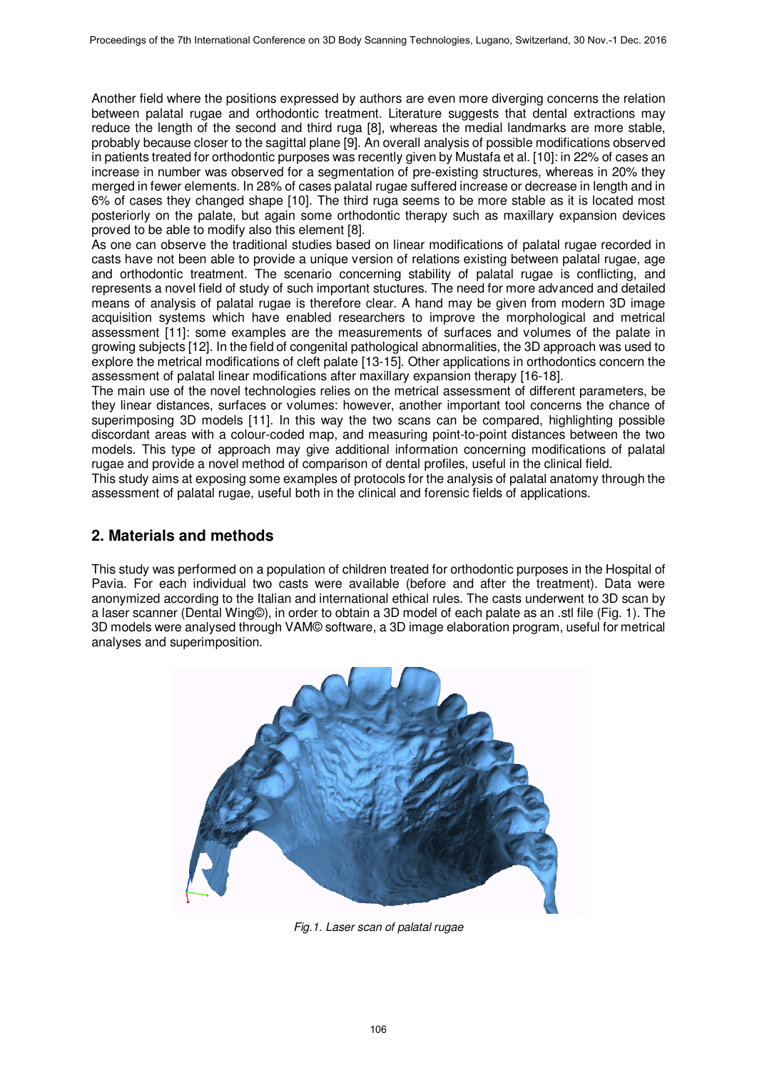Another field where the positions expressed by authors are even more diverging concerns the relation between palatal rugae and orthodontic treatment. Literature suggests that dental extractions may reduce the length of the second and third ruga [8], whereas the medial landmarks are more stable, probably because closer to the sagittal plane [9]. An overall analysis of possible modifications observed in patients treated for orthodontic purposes was recently given by Mustafa et al. [10]: in 22% of cases an increase in number was observed for a segmentation of pre-existing structures, whereas in 20% they merged in fewer elements. In 28% of cases palatal rugae suffered increase or decrease in length and in 6% of cases they changed shape [10]. The third ruga seems to be more stable as it is located most posteriorly on the palate, but again some orthodontic therapy such as maxillary expansion devices proved to be able to modify also this element [8].

As one can observe the traditional studies based on linear modifications of palatal rugae recorded in casts have not been able to provide a unique version of relations existing between palatal rugae, age and orthodontic treatment. The scenario concerning stability of palatal rugae is conflicting, and represents a novel field of study of such important stuctures. The need for more advanced and detailed means of analysis of palatal rugae is therefore clear. A hand may be given from modern 3D image acquisition systems which have enabled researchers to improve the morphological and metrical assessment [11]: some examples are the measurements of surfaces and volumes of the palate in growing subjects [12]. In the field of congenital pathological abnormalities, the 3D approach was used to explore the metrical modifications of cleft palate [13-15]. Other applications in orthodontics concern the assessment of palatal linear modifications after maxillary expansion therapy [16-18].

The main use of the novel technologies relies on the metrical assessment of different parameters, be they linear distances, surfaces or volumes: however, another important tool concerns the chance of superimposing 3D models [11]. In this way the two scans can be compared, highlighting possible discordant areas with a colour-coded map, and measuring point-to-point distances between the two models. This type of approach may give additional information concerning modifications of palatal rugae and provide a novel method of comparison of dental profiles, useful in the clinical field.

This study aims at exposing some examples of protocols for the analysis of palatal anatomy through the assessment of palatal rugae, useful both in the clinical and forensic fields of applications.

## 2. Materials and methods

This study was performed on a population of children treated for orthodontic purposes in the Hospital of Pavia. For each individual two casts were available (before and after the treatment). Data were anonymized according to the Italian and international ethical rules. The casts underwent to 3D scan by a laser scanner (Dental Wing©), in order to obtain a 3D model of each palate as an .stl file (Fig. 1). The 3D models were analysed through VAM© software, a 3D image elaboration program, useful for metrical analyses and superimposition.

*Fig.1. Laser scan of palatal rugae*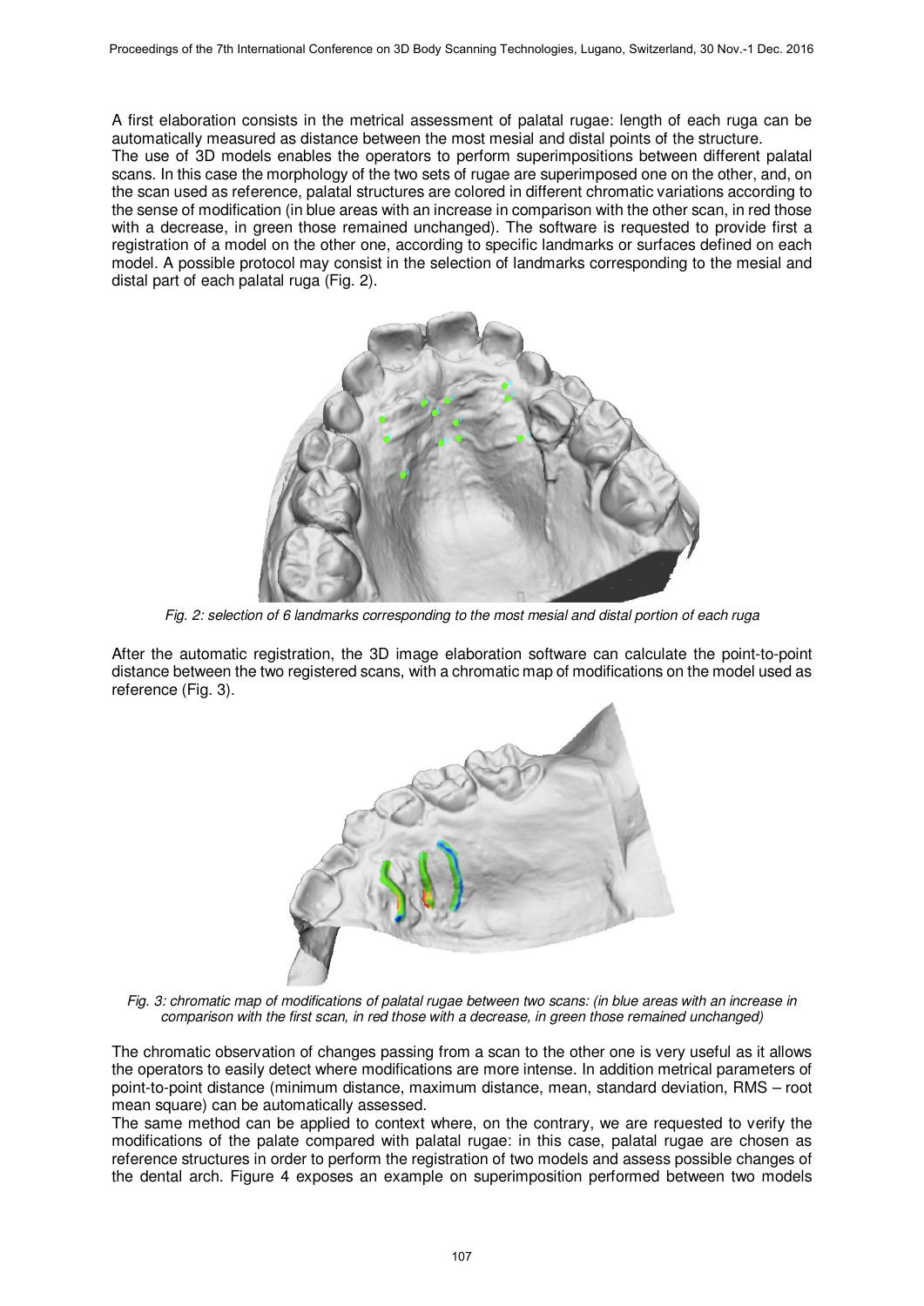A first elaboration consists in the metrical assessment of palatal rugae: length of each ruga can be automatically measured as distance between the most mesial and distal points of the structure.
The use of 3D models enables the operators to perform superimpositions between different palatal scans. In this case the morphology of the two sets of rugae are superimposed one on the other, and, on the scan used as reference, palatal structures are colored in different chromatic variations according to the sense of modification (in blue areas with an increase in comparison with the other scan, in red those with a decrease, in green those remained unchanged). The software is requested to provide first a registration of a model on the other one, according to specific landmarks or surfaces defined on each model. A possible protocol may consist in the selection of landmarks corresponding to the mesial and distal part of each palatal ruga (Fig. 2).

*Fig. 2: selection of 6 landmarks corresponding to the most mesial and distal portion of each ruga*

After the automatic registration, the 3D image elaboration software can calculate the point-to-point distance between the two registered scans, with a chromatic map of modifications on the model used as reference (Fig. 3).

*Fig. 3: chromatic map of modifications of palatal rugae between two scans: (in blue areas with an increase in comparison with the first scan, in red those with a decrease, in green those remained unchanged)*

The chromatic observation of changes passing from a scan to the other one is very useful as it allows the operators to easily detect where modifications are more intense. In addition metrical parameters of point-to-point distance (minimum distance, maximum distance, mean, standard deviation, RMS – root mean square) can be automatically assessed.
The same method can be applied to context where, on the contrary, we are requested to verify the modifications of the palate compared with palatal rugae: in this case, palatal rugae are chosen as reference structures in order to perform the registration of two models and assess possible changes of the dental arch. Figure 4 exposes an example on superimposition performed between two models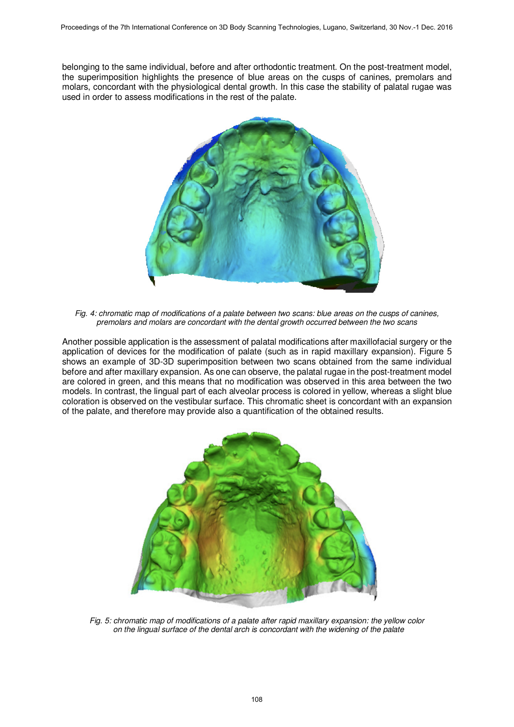belonging to the same individual, before and after orthodontic treatment. On the post-treatment model, the superimposition highlights the presence of blue areas on the cusps of canines, premolars and molars, concordant with the physiological dental growth. In this case the stability of palatal rugae was used in order to assess modifications in the rest of the palate.

*Fig. 4: chromatic map of modifications of a palate between two scans: blue areas on the cusps of canines, premolars and molars are concordant with the dental growth occurred between the two scans*

Another possible application is the assessment of palatal modifications after maxillofacial surgery or the application of devices for the modification of palate (such as in rapid maxillary expansion). Figure 5 shows an example of 3D-3D superimposition between two scans obtained from the same individual before and after maxillary expansion. As one can observe, the palatal rugae in the post-treatment model are colored in green, and this means that no modification was observed in this area between the two models. In contrast, the lingual part of each alveolar process is colored in yellow, whereas a slight blue coloration is observed on the vestibular surface. This chromatic sheet is concordant with an expansion of the palate, and therefore may provide also a quantification of the obtained results.

*Fig. 5: chromatic map of modifications of a palate after rapid maxillary expansion: the yellow color on the lingual surface of the dental arch is concordant with the widening of the palate*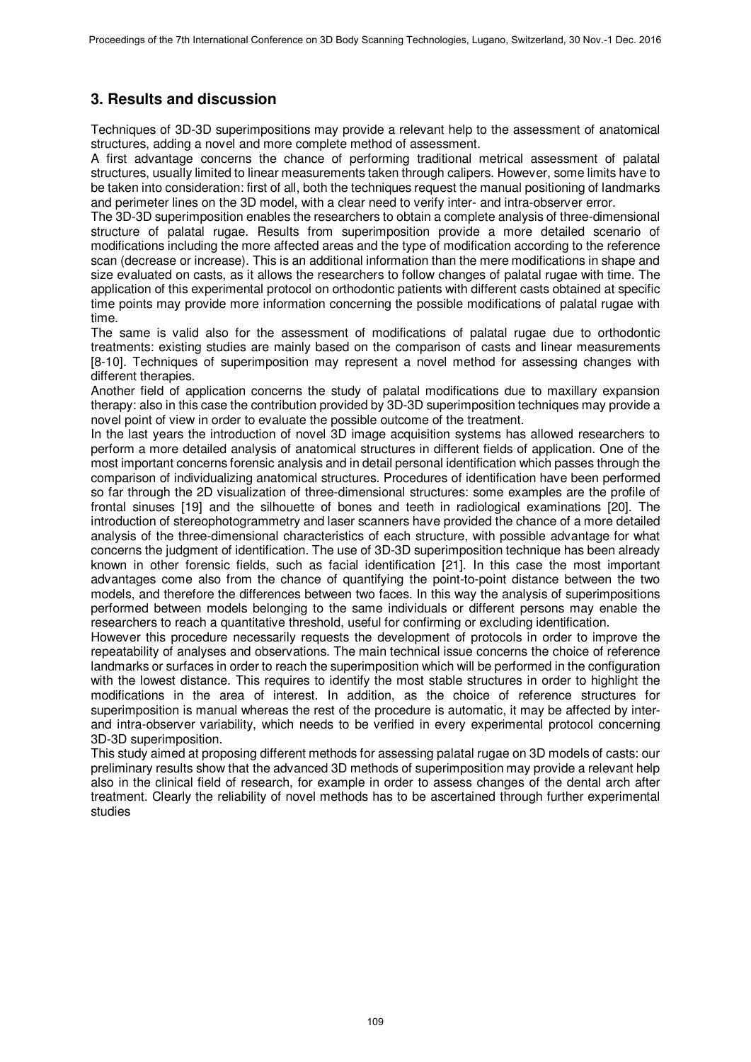## 3. Results and discussion

Techniques of 3D-3D superimpositions may provide a relevant help to the assessment of anatomical structures, adding a novel and more complete method of assessment.

A first advantage concerns the chance of performing traditional metrical assessment of palatal structures, usually limited to linear measurements taken through calipers. However, some limits have to be taken into consideration: first of all, both the techniques request the manual positioning of landmarks and perimeter lines on the 3D model, with a clear need to verify inter- and intra-observer error.

The 3D-3D superimposition enables the researchers to obtain a complete analysis of three-dimensional structure of palatal rugae. Results from superimposition provide a more detailed scenario of modifications including the more affected areas and the type of modification according to the reference scan (decrease or increase). This is an additional information than the mere modifications in shape and size evaluated on casts, as it allows the researchers to follow changes of palatal rugae with time. The application of this experimental protocol on orthodontic patients with different casts obtained at specific time points may provide more information concerning the possible modifications of palatal rugae with time.

The same is valid also for the assessment of modifications of palatal rugae due to orthodontic treatments: existing studies are mainly based on the comparison of casts and linear measurements [8-10]. Techniques of superimposition may represent a novel method for assessing changes with different therapies.

Another field of application concerns the study of palatal modifications due to maxillary expansion therapy: also in this case the contribution provided by 3D-3D superimposition techniques may provide a novel point of view in order to evaluate the possible outcome of the treatment.

In the last years the introduction of novel 3D image acquisition systems has allowed researchers to perform a more detailed analysis of anatomical structures in different fields of application. One of the most important concerns forensic analysis and in detail personal identification which passes through the comparison of individualizing anatomical structures. Procedures of identification have been performed so far through the 2D visualization of three-dimensional structures: some examples are the profile of frontal sinuses [19] and the silhouette of bones and teeth in radiological examinations [20]. The introduction of stereophotogrammetry and laser scanners have provided the chance of a more detailed analysis of the three-dimensional characteristics of each structure, with possible advantage for what concerns the judgment of identification. The use of 3D-3D superimposition technique has been already known in other forensic fields, such as facial identification [21]. In this case the most important advantages come also from the chance of quantifying the point-to-point distance between the two models, and therefore the differences between two faces. In this way the analysis of superimpositions performed between models belonging to the same individuals or different persons may enable the researchers to reach a quantitative threshold, useful for confirming or excluding identification.

However this procedure necessarily requests the development of protocols in order to improve the repeatability of analyses and observations. The main technical issue concerns the choice of reference landmarks or surfaces in order to reach the superimposition which will be performed in the configuration with the lowest distance. This requires to identify the most stable structures in order to highlight the modifications in the area of interest. In addition, as the choice of reference structures for superimposition is manual whereas the rest of the procedure is automatic, it may be affected by inter- and intra-observer variability, which needs to be verified in every experimental protocol concerning 3D-3D superimposition.

This study aimed at proposing different methods for assessing palatal rugae on 3D models of casts: our preliminary results show that the advanced 3D methods of superimposition may provide a relevant help also in the clinical field of research, for example in order to assess changes of the dental arch after treatment. Clearly the reliability of novel methods has to be ascertained through further experimental studies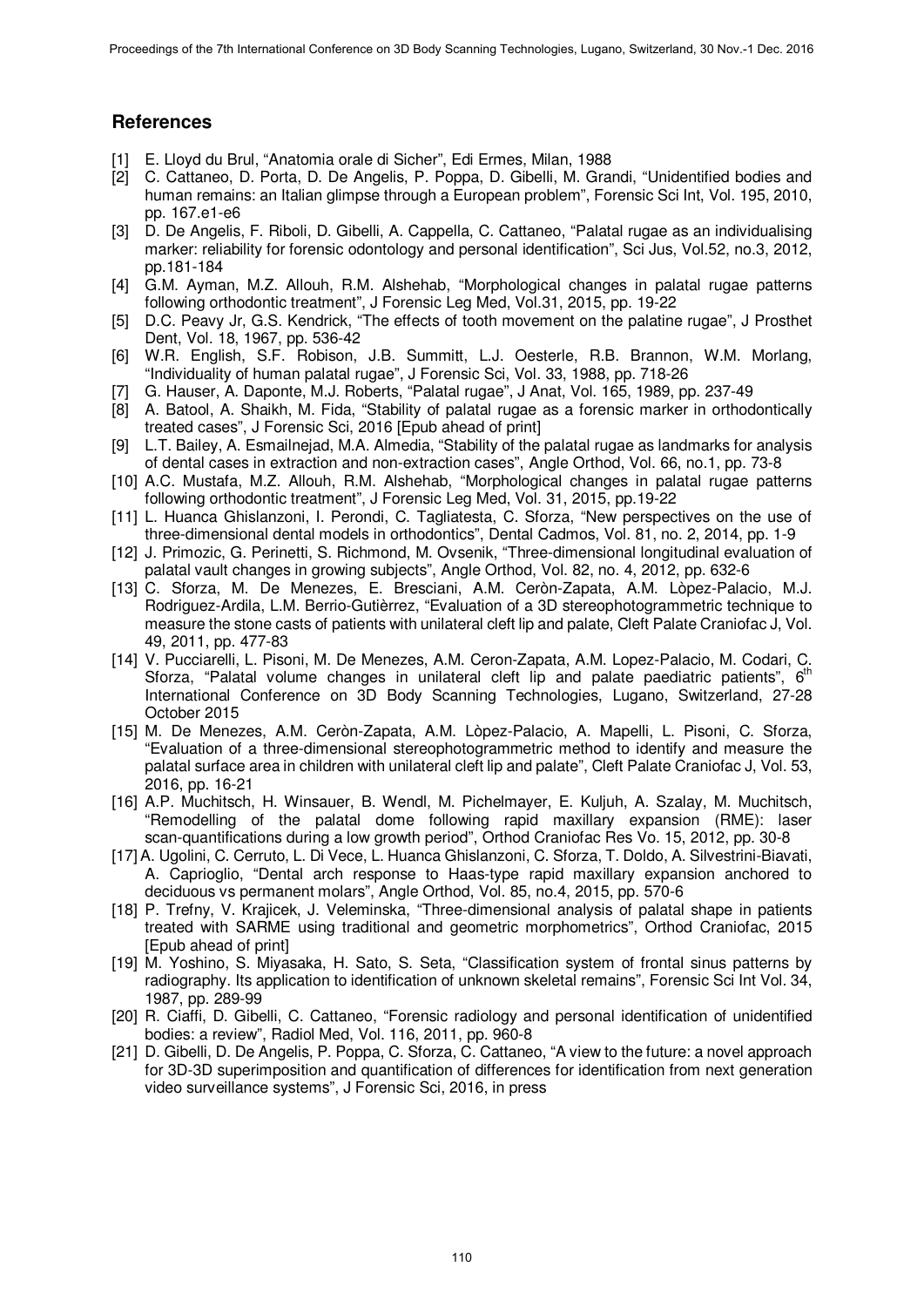## References

[1] E. Lloyd du Brul, "Anatomia orale di Sicher", Edi Ermes, Milan, 1988

[2] C. Cattaneo, D. Porta, D. De Angelis, P. Poppa, D. Gibelli, M. Grandi, "Unidentified bodies and human remains: an Italian glimpse through a European problem", Forensic Sci Int, Vol. 195, 2010, pp. 167.e1-e6

[3] D. De Angelis, F. Riboli, D. Gibelli, A. Cappella, C. Cattaneo, "Palatal rugae as an individualising marker: reliability for forensic odontology and personal identification", Sci Jus, Vol.52, no.3, 2012, pp.181-184

[4] G.M. Ayman, M.Z. Allouh, R.M. Alshehab, "Morphological changes in palatal rugae patterns following orthodontic treatment", J Forensic Leg Med, Vol.31, 2015, pp. 19-22

[5] D.C. Peavy Jr, G.S. Kendrick, "The effects of tooth movement on the palatine rugae", J Prosthet Dent, Vol. 18, 1967, pp. 536-42

[6] W.R. English, S.F. Robison, J.B. Summitt, L.J. Oesterle, R.B. Brannon, W.M. Morlang, "Individuality of human palatal rugae", J Forensic Sci, Vol. 33, 1988, pp. 718-26

[7] G. Hauser, A. Daponte, M.J. Roberts, "Palatal rugae", J Anat, Vol. 165, 1989, pp. 237-49

[8] A. Batool, A. Shaikh, M. Fida, "Stability of palatal rugae as a forensic marker in orthodontically treated cases", J Forensic Sci, 2016 [Epub ahead of print]

[9] L.T. Bailey, A. Esmailnejad, M.A. Almedia, "Stability of the palatal rugae as landmarks for analysis of dental cases in extraction and non-extraction cases", Angle Orthod, Vol. 66, no.1, pp. 73-8

[10] A.C. Mustafa, M.Z. Allouh, R.M. Alshehab, "Morphological changes in palatal rugae patterns following orthodontic treatment", J Forensic Leg Med, Vol. 31, 2015, pp.19-22

[11] L. Huanca Ghislanzoni, I. Perondi, C. Tagliatesta, C. Sforza, "New perspectives on the use of three-dimensional dental models in orthodontics", Dental Cadmos, Vol. 81, no. 2, 2014, pp. 1-9

[12] J. Primozic, G. Perinetti, S. Richmond, M. Ovsenik, "Three-dimensional longitudinal evaluation of palatal vault changes in growing subjects", Angle Orthod, Vol. 82, no. 4, 2012, pp. 632-6

[13] C. Sforza, M. De Menezes, E. Bresciani, A.M. Ceròn-Zapata, A.M. Lòpez-Palacio, M.J. Rodriguez-Ardila, L.M. Berrio-Gutièrrez, "Evaluation of a 3D stereophotogrammetric technique to measure the stone casts of patients with unilateral cleft lip and palate, Cleft Palate Craniofac J, Vol. 49, 2011, pp. 477-83

[14] V. Pucciarelli, L. Pisoni, M. De Menezes, A.M. Ceron-Zapata, A.M. Lopez-Palacio, M. Codari, C. Sforza, "Palatal volume changes in unilateral cleft lip and palate paediatric patients", 6th International Conference on 3D Body Scanning Technologies, Lugano, Switzerland, 27-28 October 2015

[15] M. De Menezes, A.M. Ceròn-Zapata, A.M. Lòpez-Palacio, A. Mapelli, L. Pisoni, C. Sforza, "Evaluation of a three-dimensional stereophotogrammetric method to identify and measure the palatal surface area in children with unilateral cleft lip and palate", Cleft Palate Craniofac J, Vol. 53, 2016, pp. 16-21

[16] A.P. Muchitsch, H. Winsauer, B. Wendl, M. Pichelmayer, E. Kuljuh, A. Szalay, M. Muchitsch, "Remodelling of the palatal dome following rapid maxillary expansion (RME): laser scan-quantifications during a low growth period", Orthod Craniofac Res Vo. 15, 2012, pp. 30-8

[17] A. Ugolini, C. Cerruto, L. Di Vece, L. Huanca Ghislanzoni, C. Sforza, T. Doldo, A. Silvestrini-Biavati, A. Caprioglio, "Dental arch response to Haas-type rapid maxillary expansion anchored to deciduous vs permanent molars", Angle Orthod, Vol. 85, no.4, 2015, pp. 570-6

[18] P. Trefny, V. Krajicek, J. Veleminska, "Three-dimensional analysis of palatal shape in patients treated with SARME using traditional and geometric morphometrics", Orthod Craniofac, 2015 [Epub ahead of print]

[19] M. Yoshino, S. Miyasaka, H. Sato, S. Seta, "Classification system of frontal sinus patterns by radiography. Its application to identification of unknown skeletal remains", Forensic Sci Int Vol. 34, 1987, pp. 289-99

[20] R. Ciaffi, D. Gibelli, C. Cattaneo, "Forensic radiology and personal identification of unidentified bodies: a review", Radiol Med, Vol. 116, 2011, pp. 960-8

[21] D. Gibelli, D. De Angelis, P. Poppa, C. Sforza, C. Cattaneo, "A view to the future: a novel approach for 3D-3D superimposition and quantification of differences for identification from next generation video surveillance systems", J Forensic Sci, 2016, in press